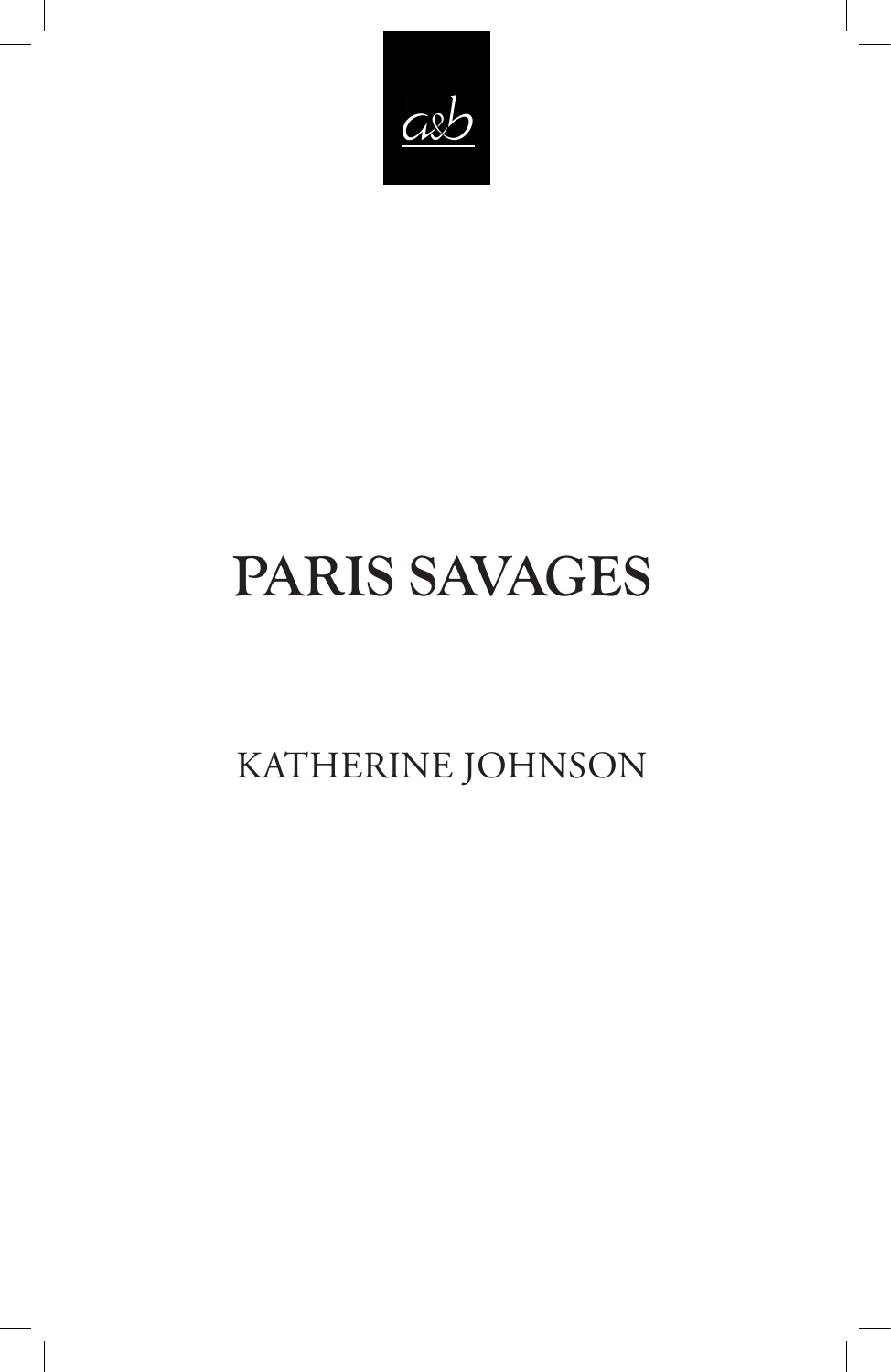a&b

# PARIS SAVAGES

KATHERINE JOHNSON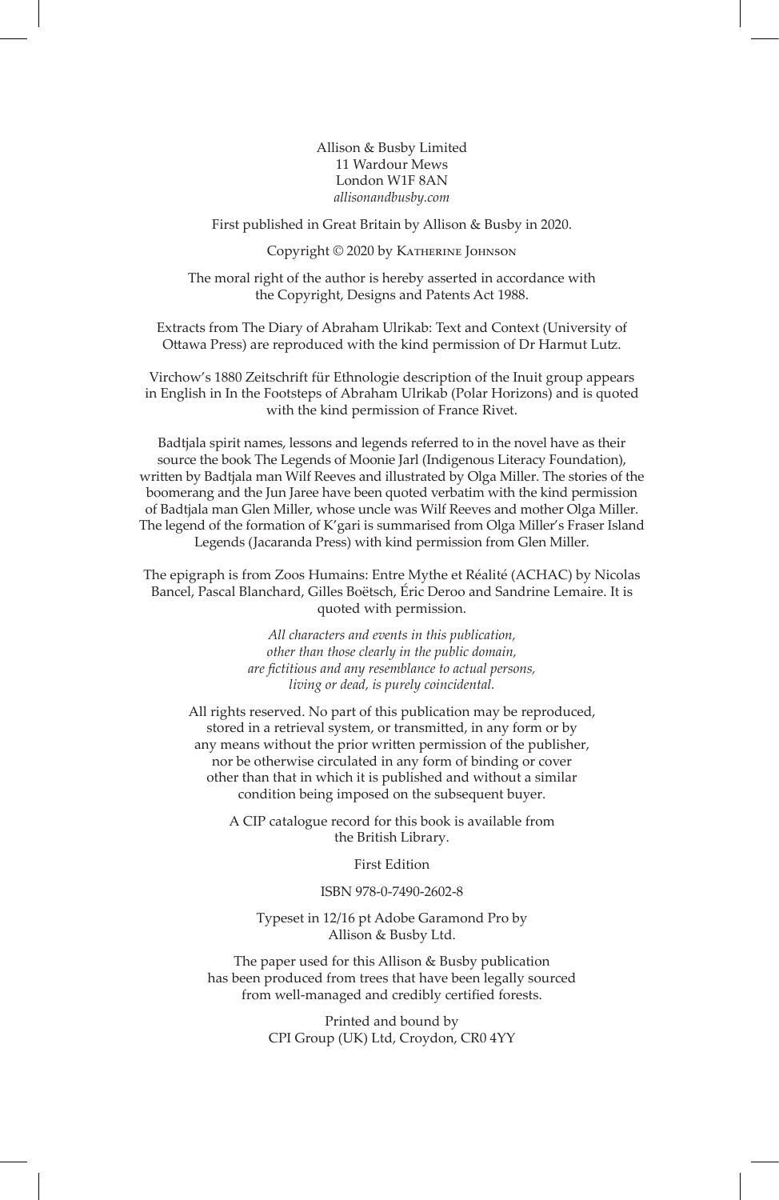Allison & Busby Limited
11 Wardour Mews
London W1F 8AN
*allisonandbusby.com*

First published in Great Britain by Allison & Busby in 2020.

Copyright © 2020 by Katherine Johnson

The moral right of the author is hereby asserted in accordance with the Copyright, Designs and Patents Act 1988.

Extracts from The Diary of Abraham Ulrikab: Text and Context (University of Ottawa Press) are reproduced with the kind permission of Dr Harmut Lutz.

Virchow's 1880 Zeitschrift für Ethnologie description of the Inuit group appears in English in In the Footsteps of Abraham Ulrikab (Polar Horizons) and is quoted with the kind permission of France Rivet.

Badtjala spirit names, lessons and legends referred to in the novel have as their source the book The Legends of Moonie Jarl (Indigenous Literacy Foundation), written by Badtjala man Wilf Reeves and illustrated by Olga Miller. The stories of the boomerang and the Jun Jaree have been quoted verbatim with the kind permission of Badtjala man Glen Miller, whose uncle was Wilf Reeves and mother Olga Miller. The legend of the formation of K'gari is summarised from Olga Miller's Fraser Island Legends (Jacaranda Press) with kind permission from Glen Miller.

The epigraph is from Zoos Humains: Entre Mythe et Réalité (ACHAC) by Nicolas Bancel, Pascal Blanchard, Gilles Boëtsch, Éric Deroo and Sandrine Lemaire. It is quoted with permission.

*All characters and events in this publication, other than those clearly in the public domain, are fictitious and any resemblance to actual persons, living or dead, is purely coincidental.*

All rights reserved. No part of this publication may be reproduced, stored in a retrieval system, or transmitted, in any form or by any means without the prior written permission of the publisher, nor be otherwise circulated in any form of binding or cover other than that in which it is published and without a similar condition being imposed on the subsequent buyer.

A CIP catalogue record for this book is available from the British Library.

First Edition

ISBN 978-0-7490-2602-8

Typeset in 12/16 pt Adobe Garamond Pro by Allison & Busby Ltd.

The paper used for this Allison & Busby publication has been produced from trees that have been legally sourced from well-managed and credibly certified forests.

Printed and bound by
CPI Group (UK) Ltd, Croydon, CR0 4YY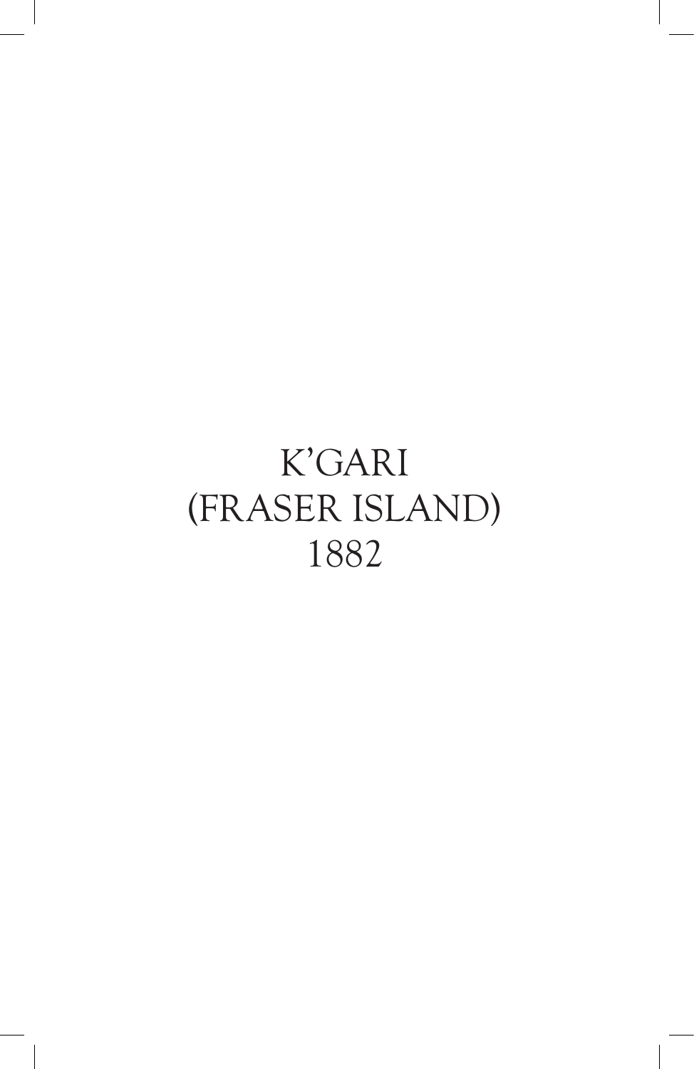# K'GARI
# (FRASER ISLAND)
# 1882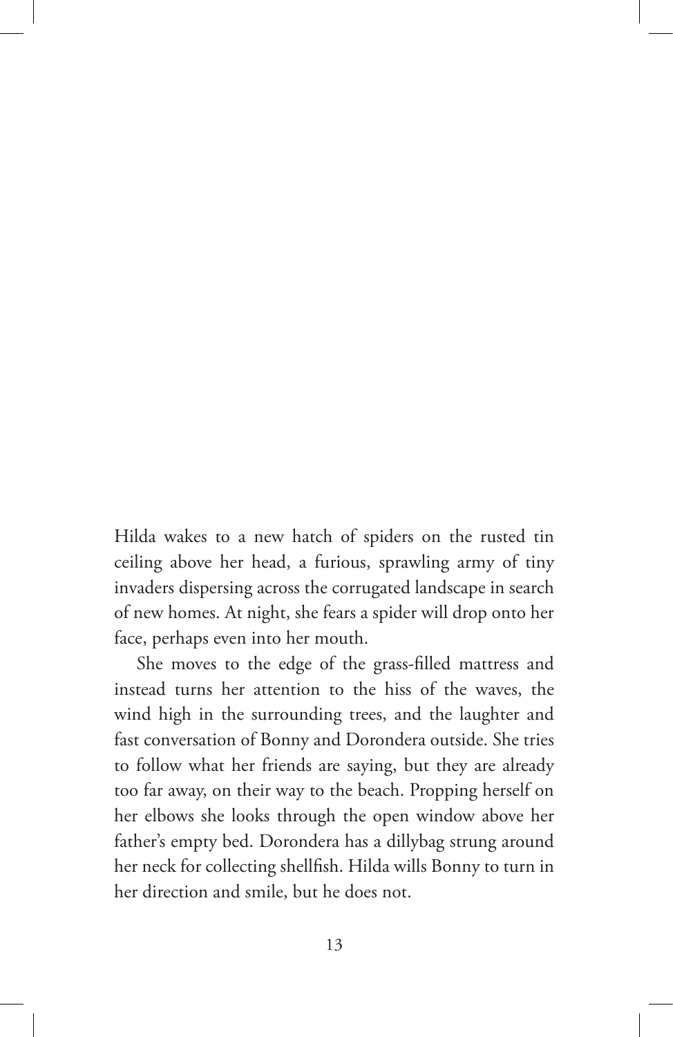Hilda wakes to a new hatch of spiders on the rusted tin ceiling above her head, a furious, sprawling army of tiny invaders dispersing across the corrugated landscape in search of new homes. At night, she fears a spider will drop onto her face, perhaps even into her mouth.

She moves to the edge of the grass-filled mattress and instead turns her attention to the hiss of the waves, the wind high in the surrounding trees, and the laughter and fast conversation of Bonny and Dorondera outside. She tries to follow what her friends are saying, but they are already too far away, on their way to the beach. Propping herself on her elbows she looks through the open window above her father's empty bed. Dorondera has a dillybag strung around her neck for collecting shellfish. Hilda wills Bonny to turn in her direction and smile, but he does not.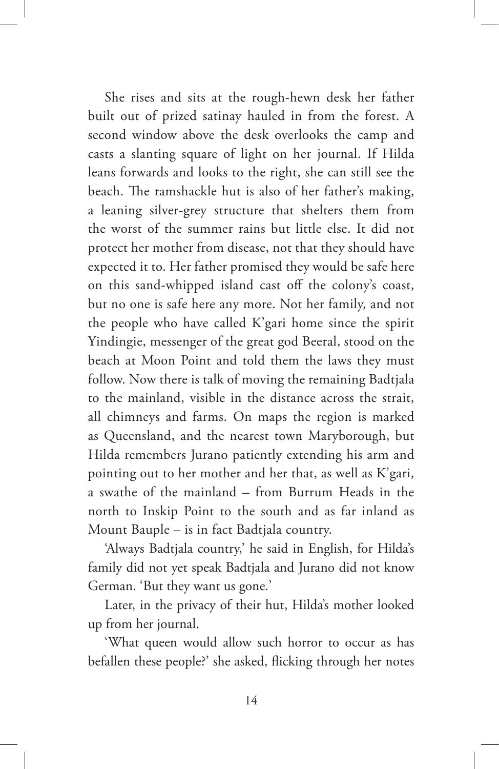She rises and sits at the rough-hewn desk her father built out of prized satinay hauled in from the forest. A second window above the desk overlooks the camp and casts a slanting square of light on her journal. If Hilda leans forwards and looks to the right, she can still see the beach. The ramshackle hut is also of her father's making, a leaning silver-grey structure that shelters them from the worst of the summer rains but little else. It did not protect her mother from disease, not that they should have expected it to. Her father promised they would be safe here on this sand-whipped island cast off the colony's coast, but no one is safe here any more. Not her family, and not the people who have called K'gari home since the spirit Yindingie, messenger of the great god Beeral, stood on the beach at Moon Point and told them the laws they must follow. Now there is talk of moving the remaining Badtjala to the mainland, visible in the distance across the strait, all chimneys and farms. On maps the region is marked as Queensland, and the nearest town Maryborough, but Hilda remembers Jurano patiently extending his arm and pointing out to her mother and her that, as well as K'gari, a swathe of the mainland – from Burrum Heads in the north to Inskip Point to the south and as far inland as Mount Bauple – is in fact Badtjala country.

'Always Badtjala country,' he said in English, for Hilda's family did not yet speak Badtjala and Jurano did not know German. 'But they want us gone.'

Later, in the privacy of their hut, Hilda's mother looked up from her journal.

'What queen would allow such horror to occur as has befallen these people?' she asked, flicking through her notes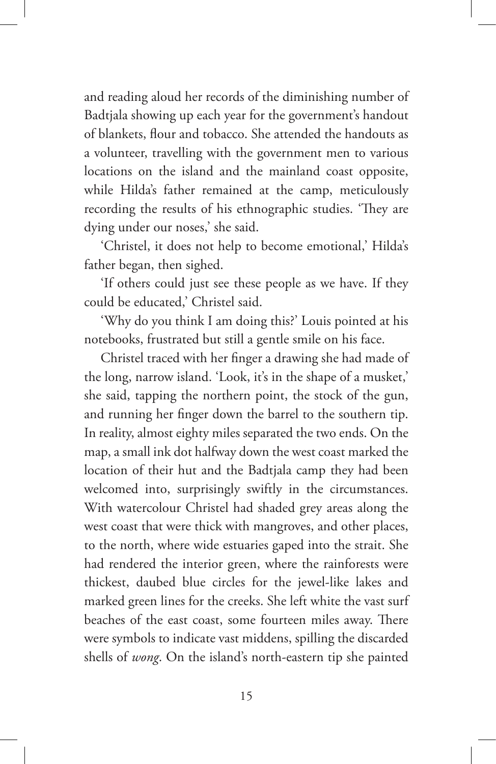and reading aloud her records of the diminishing number of Badtjala showing up each year for the government's handout of blankets, flour and tobacco. She attended the handouts as a volunteer, travelling with the government men to various locations on the island and the mainland coast opposite, while Hilda's father remained at the camp, meticulously recording the results of his ethnographic studies. 'They are dying under our noses,' she said.

'Christel, it does not help to become emotional,' Hilda's father began, then sighed.

'If others could just see these people as we have. If they could be educated,' Christel said.

'Why do you think I am doing this?' Louis pointed at his notebooks, frustrated but still a gentle smile on his face.

Christel traced with her finger a drawing she had made of the long, narrow island. 'Look, it's in the shape of a musket,' she said, tapping the northern point, the stock of the gun, and running her finger down the barrel to the southern tip. In reality, almost eighty miles separated the two ends. On the map, a small ink dot halfway down the west coast marked the location of their hut and the Badtjala camp they had been welcomed into, surprisingly swiftly in the circumstances. With watercolour Christel had shaded grey areas along the west coast that were thick with mangroves, and other places, to the north, where wide estuaries gaped into the strait. She had rendered the interior green, where the rainforests were thickest, daubed blue circles for the jewel-like lakes and marked green lines for the creeks. She left white the vast surf beaches of the east coast, some fourteen miles away. There were symbols to indicate vast middens, spilling the discarded shells of *wong*. On the island's north-eastern tip she painted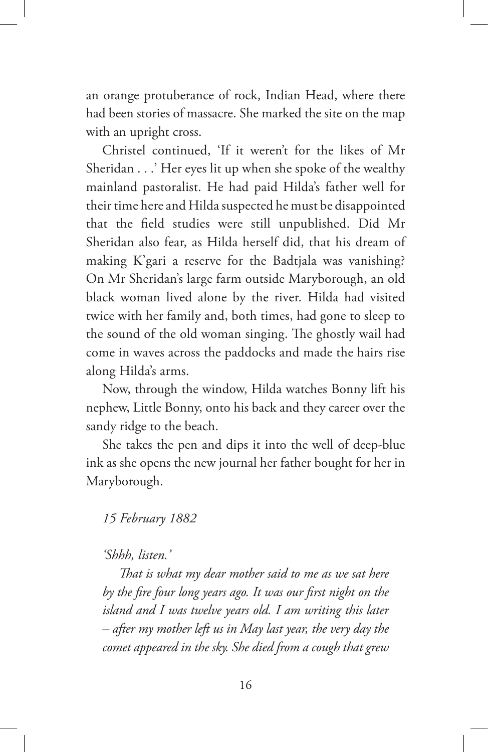an orange protuberance of rock, Indian Head, where there had been stories of massacre. She marked the site on the map with an upright cross.

Christel continued, 'If it weren't for the likes of Mr Sheridan . . .' Her eyes lit up when she spoke of the wealthy mainland pastoralist. He had paid Hilda's father well for their time here and Hilda suspected he must be disappointed that the field studies were still unpublished. Did Mr Sheridan also fear, as Hilda herself did, that his dream of making K'gari a reserve for the Badtjala was vanishing? On Mr Sheridan's large farm outside Maryborough, an old black woman lived alone by the river. Hilda had visited twice with her family and, both times, had gone to sleep to the sound of the old woman singing. The ghostly wail had come in waves across the paddocks and made the hairs rise along Hilda's arms.

Now, through the window, Hilda watches Bonny lift his nephew, Little Bonny, onto his back and they career over the sandy ridge to the beach.

She takes the pen and dips it into the well of deep-blue ink as she opens the new journal her father bought for her in Maryborough.

*15 February 1882*

*'Shhh, listen.'*

*That is what my dear mother said to me as we sat here by the fire four long years ago. It was our first night on the island and I was twelve years old. I am writing this later – after my mother left us in May last year, the very day the comet appeared in the sky. She died from a cough that grew*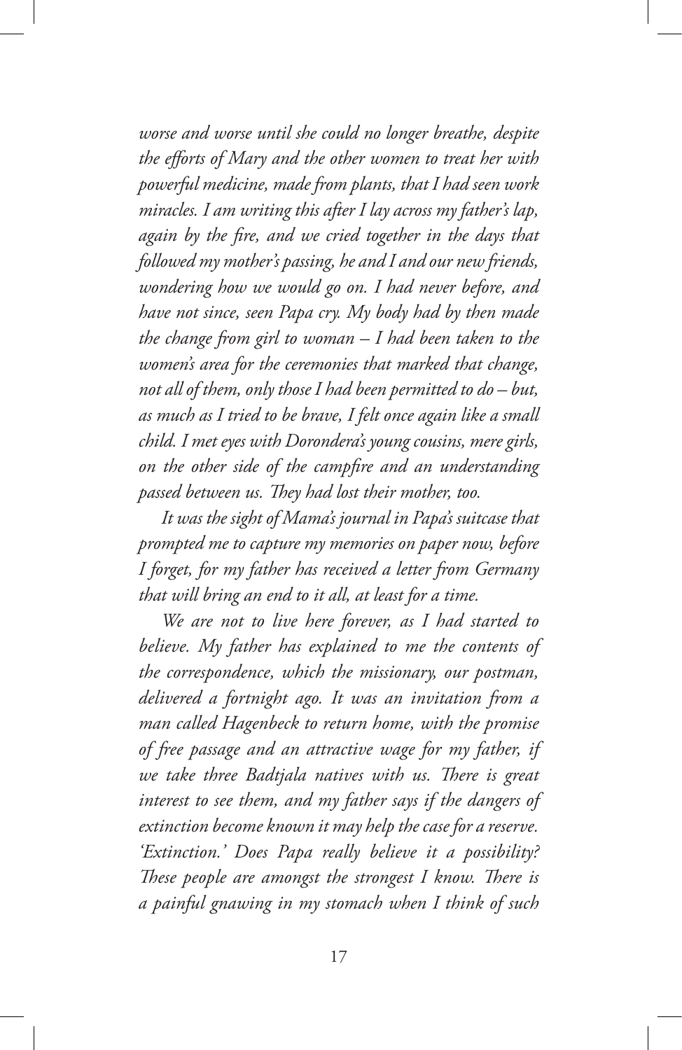*worse and worse until she could no longer breathe, despite the efforts of Mary and the other women to treat her with powerful medicine, made from plants, that I had seen work miracles. I am writing this after I lay across my father's lap, again by the fire, and we cried together in the days that followed my mother's passing, he and I and our new friends, wondering how we would go on. I had never before, and have not since, seen Papa cry. My body had by then made the change from girl to woman – I had been taken to the women's area for the ceremonies that marked that change, not all of them, only those I had been permitted to do – but, as much as I tried to be brave, I felt once again like a small child. I met eyes with Dorondera's young cousins, mere girls, on the other side of the campfire and an understanding passed between us. They had lost their mother, too.*

*It was the sight of Mama's journal in Papa's suitcase that prompted me to capture my memories on paper now, before I forget, for my father has received a letter from Germany that will bring an end to it all, at least for a time.*

*We are not to live here forever, as I had started to believe. My father has explained to me the contents of the correspondence, which the missionary, our postman, delivered a fortnight ago. It was an invitation from a man called Hagenbeck to return home, with the promise of free passage and an attractive wage for my father, if we take three Badtjala natives with us. There is great interest to see them, and my father says if the dangers of extinction become known it may help the case for a reserve. 'Extinction.' Does Papa really believe it a possibility? These people are amongst the strongest I know. There is a painful gnawing in my stomach when I think of such*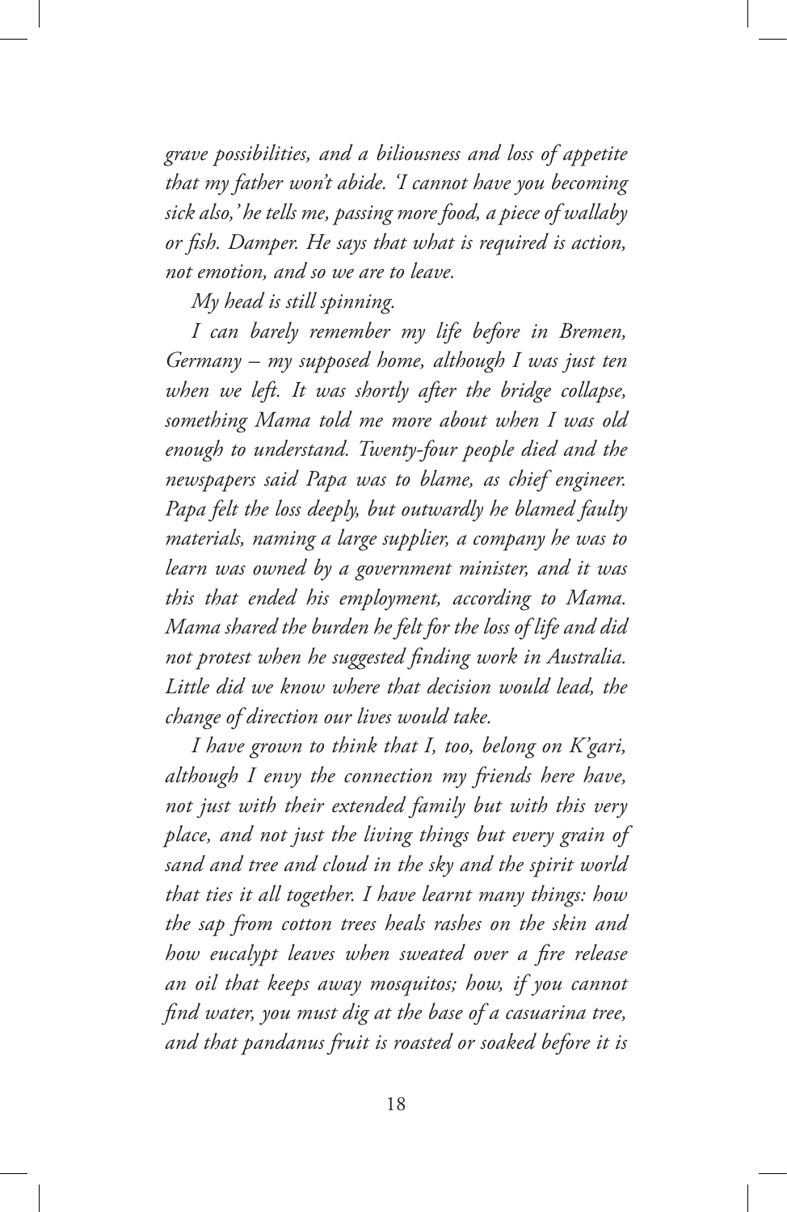*grave possibilities, and a biliousness and loss of appetite that my father won't abide. 'I cannot have you becoming sick also,' he tells me, passing more food, a piece of wallaby or fish. Damper. He says that what is required is action, not emotion, and so we are to leave.*

*My head is still spinning.*

*I can barely remember my life before in Bremen, Germany – my supposed home, although I was just ten when we left. It was shortly after the bridge collapse, something Mama told me more about when I was old enough to understand. Twenty-four people died and the newspapers said Papa was to blame, as chief engineer. Papa felt the loss deeply, but outwardly he blamed faulty materials, naming a large supplier, a company he was to learn was owned by a government minister, and it was this that ended his employment, according to Mama. Mama shared the burden he felt for the loss of life and did not protest when he suggested finding work in Australia. Little did we know where that decision would lead, the change of direction our lives would take.*

*I have grown to think that I, too, belong on K'gari, although I envy the connection my friends here have, not just with their extended family but with this very place, and not just the living things but every grain of sand and tree and cloud in the sky and the spirit world that ties it all together. I have learnt many things: how the sap from cotton trees heals rashes on the skin and how eucalypt leaves when sweated over a fire release an oil that keeps away mosquitos; how, if you cannot find water, you must dig at the base of a casuarina tree, and that pandanus fruit is roasted or soaked before it is*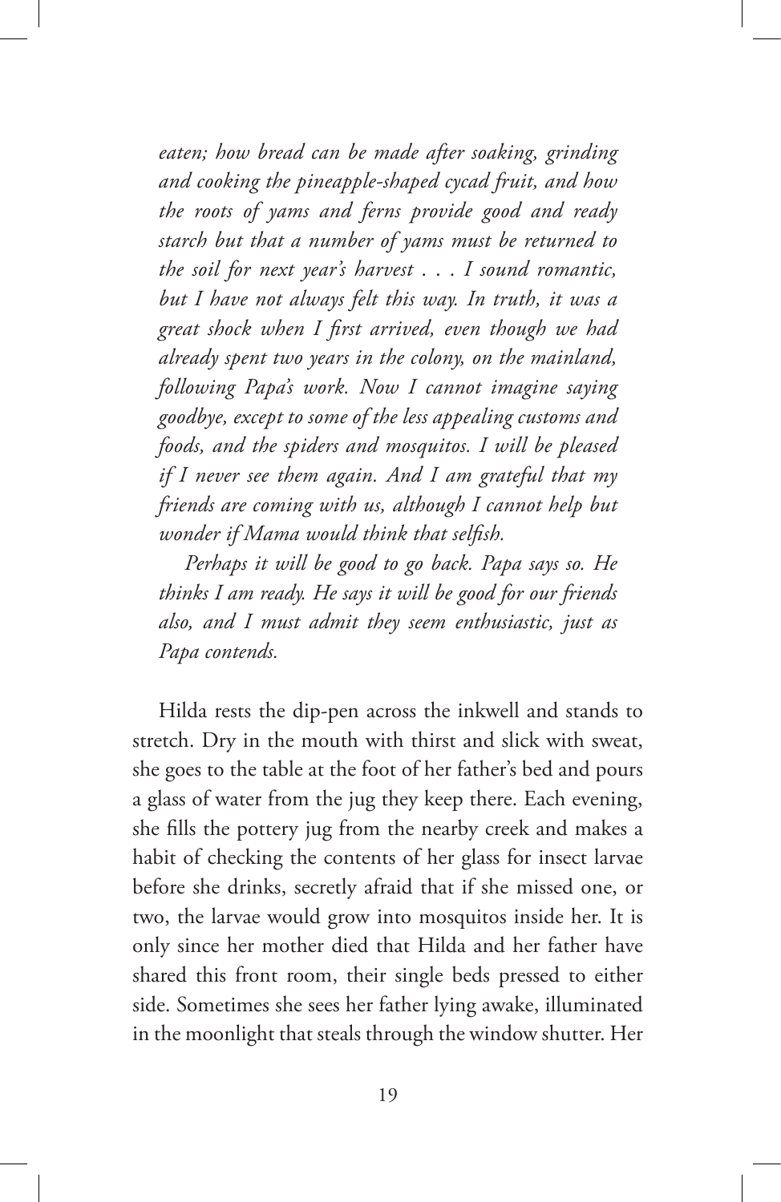*eaten; how bread can be made after soaking, grinding and cooking the pineapple-shaped cycad fruit, and how the roots of yams and ferns provide good and ready starch but that a number of yams must be returned to the soil for next year's harvest . . . I sound romantic, but I have not always felt this way. In truth, it was a great shock when I first arrived, even though we had already spent two years in the colony, on the mainland, following Papa's work. Now I cannot imagine saying goodbye, except to some of the less appealing customs and foods, and the spiders and mosquitos. I will be pleased if I never see them again. And I am grateful that my friends are coming with us, although I cannot help but wonder if Mama would think that selfish.*

*Perhaps it will be good to go back. Papa says so. He thinks I am ready. He says it will be good for our friends also, and I must admit they seem enthusiastic, just as Papa contends.*

Hilda rests the dip-pen across the inkwell and stands to stretch. Dry in the mouth with thirst and slick with sweat, she goes to the table at the foot of her father's bed and pours a glass of water from the jug they keep there. Each evening, she fills the pottery jug from the nearby creek and makes a habit of checking the contents of her glass for insect larvae before she drinks, secretly afraid that if she missed one, or two, the larvae would grow into mosquitos inside her. It is only since her mother died that Hilda and her father have shared this front room, their single beds pressed to either side. Sometimes she sees her father lying awake, illuminated in the moonlight that steals through the window shutter. Her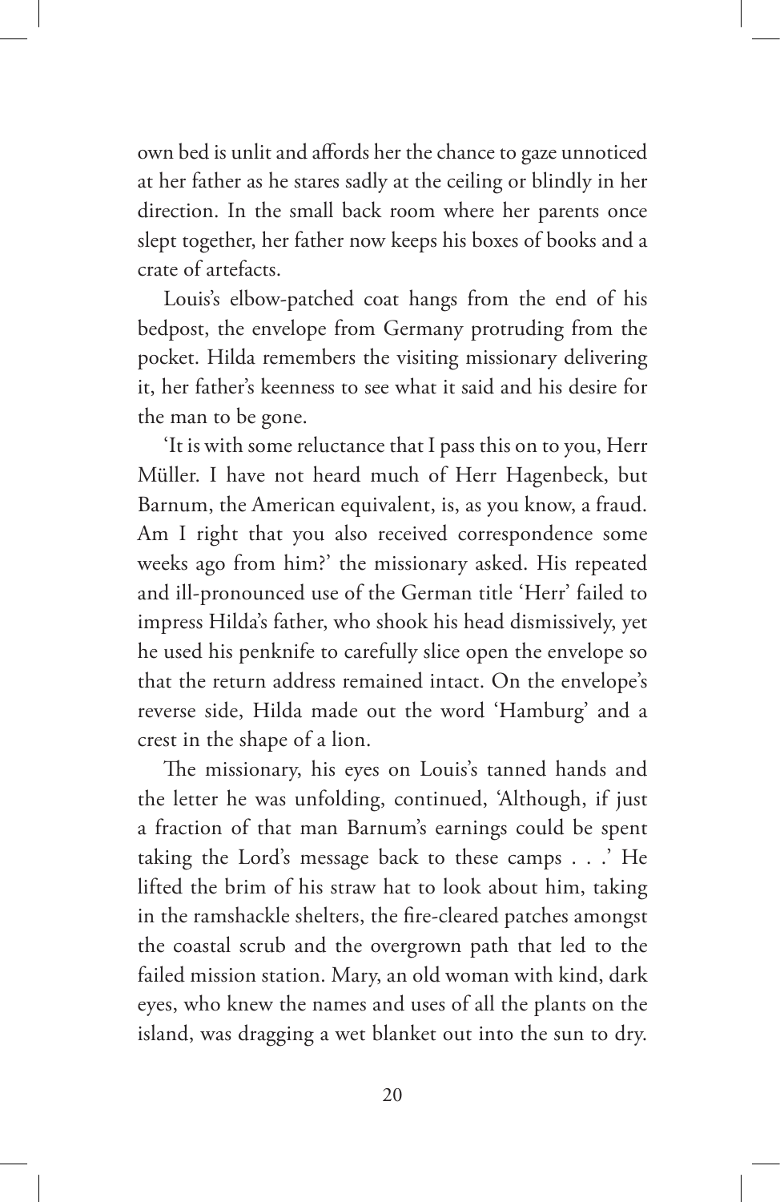own bed is unlit and affords her the chance to gaze unnoticed at her father as he stares sadly at the ceiling or blindly in her direction. In the small back room where her parents once slept together, her father now keeps his boxes of books and a crate of artefacts.

Louis's elbow-patched coat hangs from the end of his bedpost, the envelope from Germany protruding from the pocket. Hilda remembers the visiting missionary delivering it, her father's keenness to see what it said and his desire for the man to be gone.

'It is with some reluctance that I pass this on to you, Herr Müller. I have not heard much of Herr Hagenbeck, but Barnum, the American equivalent, is, as you know, a fraud. Am I right that you also received correspondence some weeks ago from him?' the missionary asked. His repeated and ill-pronounced use of the German title 'Herr' failed to impress Hilda's father, who shook his head dismissively, yet he used his penknife to carefully slice open the envelope so that the return address remained intact. On the envelope's reverse side, Hilda made out the word 'Hamburg' and a crest in the shape of a lion.

The missionary, his eyes on Louis's tanned hands and the letter he was unfolding, continued, 'Although, if just a fraction of that man Barnum's earnings could be spent taking the Lord's message back to these camps . . .' He lifted the brim of his straw hat to look about him, taking in the ramshackle shelters, the fire-cleared patches amongst the coastal scrub and the overgrown path that led to the failed mission station. Mary, an old woman with kind, dark eyes, who knew the names and uses of all the plants on the island, was dragging a wet blanket out into the sun to dry.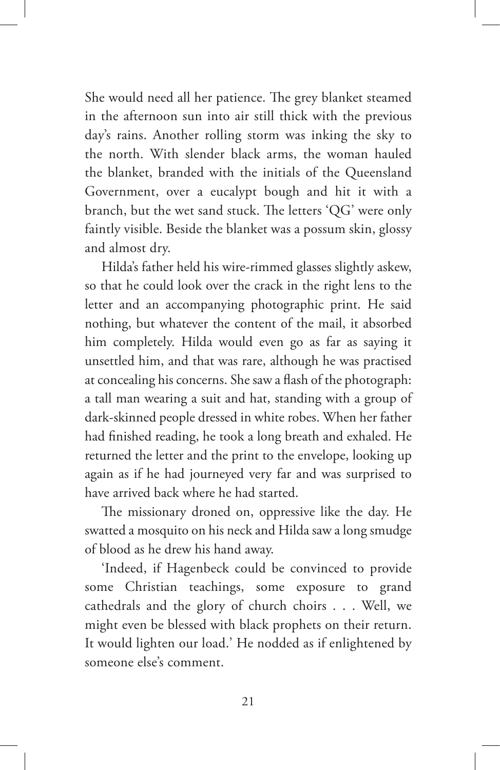She would need all her patience. The grey blanket steamed in the afternoon sun into air still thick with the previous day's rains. Another rolling storm was inking the sky to the north. With slender black arms, the woman hauled the blanket, branded with the initials of the Queensland Government, over a eucalypt bough and hit it with a branch, but the wet sand stuck. The letters 'QG' were only faintly visible. Beside the blanket was a possum skin, glossy and almost dry.

Hilda's father held his wire-rimmed glasses slightly askew, so that he could look over the crack in the right lens to the letter and an accompanying photographic print. He said nothing, but whatever the content of the mail, it absorbed him completely. Hilda would even go as far as saying it unsettled him, and that was rare, although he was practised at concealing his concerns. She saw a flash of the photograph: a tall man wearing a suit and hat, standing with a group of dark-skinned people dressed in white robes. When her father had finished reading, he took a long breath and exhaled. He returned the letter and the print to the envelope, looking up again as if he had journeyed very far and was surprised to have arrived back where he had started.

The missionary droned on, oppressive like the day. He swatted a mosquito on his neck and Hilda saw a long smudge of blood as he drew his hand away.

'Indeed, if Hagenbeck could be convinced to provide some Christian teachings, some exposure to grand cathedrals and the glory of church choirs . . . Well, we might even be blessed with black prophets on their return. It would lighten our load.' He nodded as if enlightened by someone else's comment.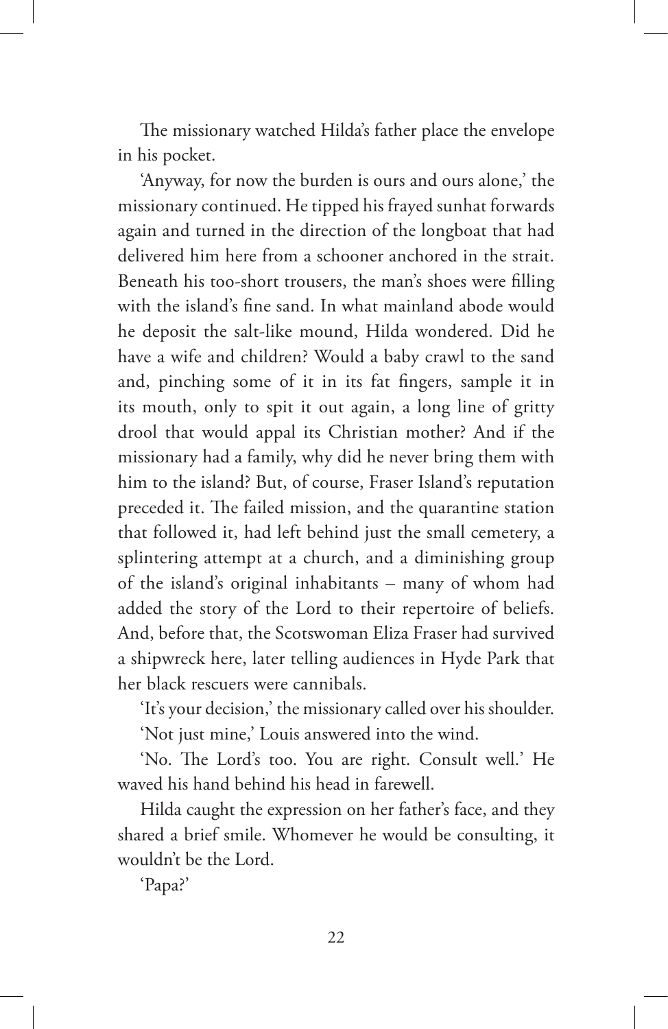The missionary watched Hilda's father place the envelope in his pocket.

'Anyway, for now the burden is ours and ours alone,' the missionary continued. He tipped his frayed sunhat forwards again and turned in the direction of the longboat that had delivered him here from a schooner anchored in the strait. Beneath his too-short trousers, the man's shoes were filling with the island's fine sand. In what mainland abode would he deposit the salt-like mound, Hilda wondered. Did he have a wife and children? Would a baby crawl to the sand and, pinching some of it in its fat fingers, sample it in its mouth, only to spit it out again, a long line of gritty drool that would appal its Christian mother? And if the missionary had a family, why did he never bring them with him to the island? But, of course, Fraser Island's reputation preceded it. The failed mission, and the quarantine station that followed it, had left behind just the small cemetery, a splintering attempt at a church, and a diminishing group of the island's original inhabitants – many of whom had added the story of the Lord to their repertoire of beliefs. And, before that, the Scotswoman Eliza Fraser had survived a shipwreck here, later telling audiences in Hyde Park that her black rescuers were cannibals.

'It's your decision,' the missionary called over his shoulder.

'Not just mine,' Louis answered into the wind.

'No. The Lord's too. You are right. Consult well.' He waved his hand behind his head in farewell.

Hilda caught the expression on her father's face, and they shared a brief smile. Whomever he would be consulting, it wouldn't be the Lord.

'Papa?'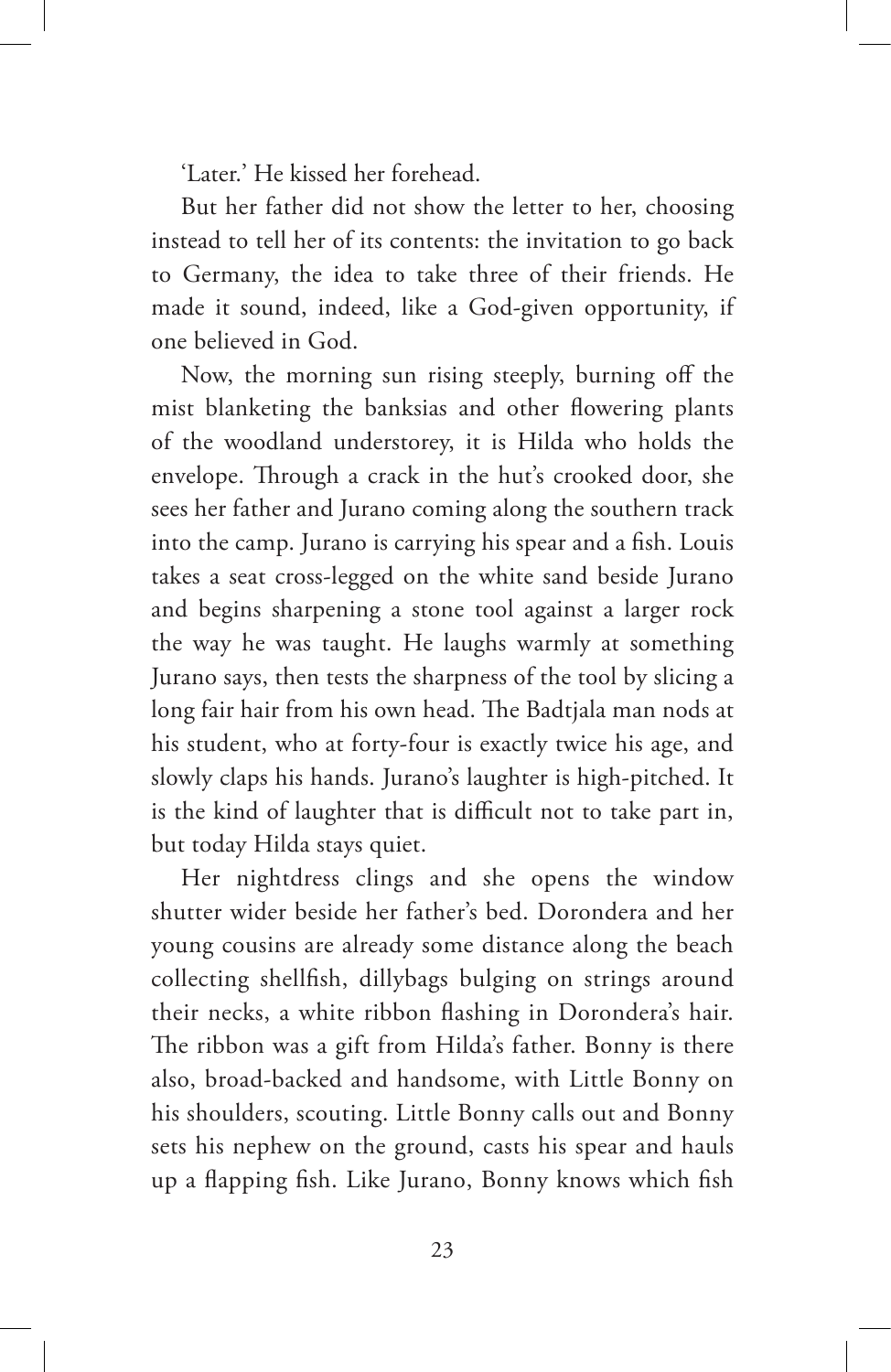'Later.' He kissed her forehead.

But her father did not show the letter to her, choosing instead to tell her of its contents: the invitation to go back to Germany, the idea to take three of their friends. He made it sound, indeed, like a God-given opportunity, if one believed in God.

Now, the morning sun rising steeply, burning off the mist blanketing the banksias and other flowering plants of the woodland understorey, it is Hilda who holds the envelope. Through a crack in the hut's crooked door, she sees her father and Jurano coming along the southern track into the camp. Jurano is carrying his spear and a fish. Louis takes a seat cross-legged on the white sand beside Jurano and begins sharpening a stone tool against a larger rock the way he was taught. He laughs warmly at something Jurano says, then tests the sharpness of the tool by slicing a long fair hair from his own head. The Badtjala man nods at his student, who at forty-four is exactly twice his age, and slowly claps his hands. Jurano's laughter is high-pitched. It is the kind of laughter that is difficult not to take part in, but today Hilda stays quiet.

Her nightdress clings and she opens the window shutter wider beside her father's bed. Dorondera and her young cousins are already some distance along the beach collecting shellfish, dillybags bulging on strings around their necks, a white ribbon flashing in Dorondera's hair. The ribbon was a gift from Hilda's father. Bonny is there also, broad-backed and handsome, with Little Bonny on his shoulders, scouting. Little Bonny calls out and Bonny sets his nephew on the ground, casts his spear and hauls up a flapping fish. Like Jurano, Bonny knows which fish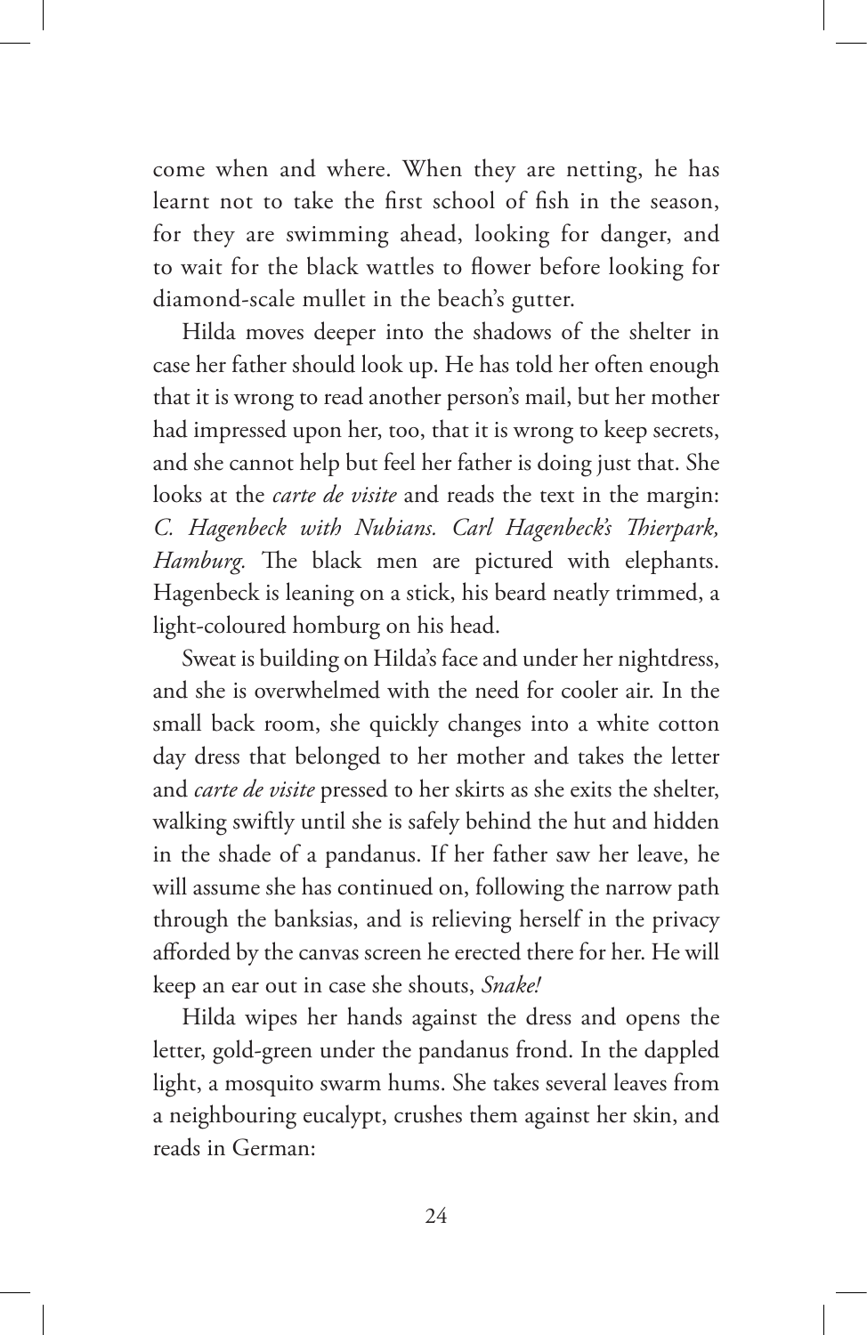come when and where. When they are netting, he has learnt not to take the first school of fish in the season, for they are swimming ahead, looking for danger, and to wait for the black wattles to flower before looking for diamond-scale mullet in the beach's gutter.

Hilda moves deeper into the shadows of the shelter in case her father should look up. He has told her often enough that it is wrong to read another person's mail, but her mother had impressed upon her, too, that it is wrong to keep secrets, and she cannot help but feel her father is doing just that. She looks at the *carte de visite* and reads the text in the margin: *C. Hagenbeck with Nubians. Carl Hagenbeck's Thierpark, Hamburg.* The black men are pictured with elephants. Hagenbeck is leaning on a stick, his beard neatly trimmed, a light-coloured homburg on his head.

Sweat is building on Hilda's face and under her nightdress, and she is overwhelmed with the need for cooler air. In the small back room, she quickly changes into a white cotton day dress that belonged to her mother and takes the letter and *carte de visite* pressed to her skirts as she exits the shelter, walking swiftly until she is safely behind the hut and hidden in the shade of a pandanus. If her father saw her leave, he will assume she has continued on, following the narrow path through the banksias, and is relieving herself in the privacy afforded by the canvas screen he erected there for her. He will keep an ear out in case she shouts, *Snake!*

Hilda wipes her hands against the dress and opens the letter, gold-green under the pandanus frond. In the dappled light, a mosquito swarm hums. She takes several leaves from a neighbouring eucalypt, crushes them against her skin, and reads in German: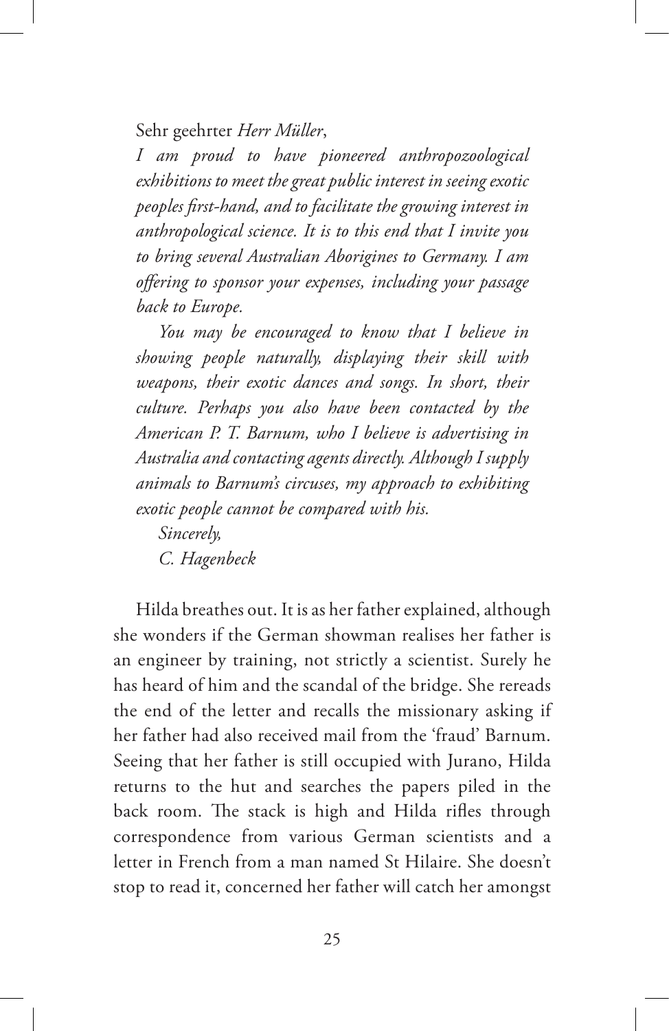Sehr geehrter *Herr Müller*,

*I am proud to have pioneered anthropozoological exhibitions to meet the great public interest in seeing exotic peoples first-hand, and to facilitate the growing interest in anthropological science. It is to this end that I invite you to bring several Australian Aborigines to Germany. I am offering to sponsor your expenses, including your passage back to Europe.*

*You may be encouraged to know that I believe in showing people naturally, displaying their skill with weapons, their exotic dances and songs. In short, their culture. Perhaps you also have been contacted by the American P. T. Barnum, who I believe is advertising in Australia and contacting agents directly. Although I supply animals to Barnum's circuses, my approach to exhibiting exotic people cannot be compared with his.*

*Sincerely,*

*C. Hagenbeck*

Hilda breathes out. It is as her father explained, although she wonders if the German showman realises her father is an engineer by training, not strictly a scientist. Surely he has heard of him and the scandal of the bridge. She rereads the end of the letter and recalls the missionary asking if her father had also received mail from the 'fraud' Barnum. Seeing that her father is still occupied with Jurano, Hilda returns to the hut and searches the papers piled in the back room. The stack is high and Hilda rifles through correspondence from various German scientists and a letter in French from a man named St Hilaire. She doesn't stop to read it, concerned her father will catch her amongst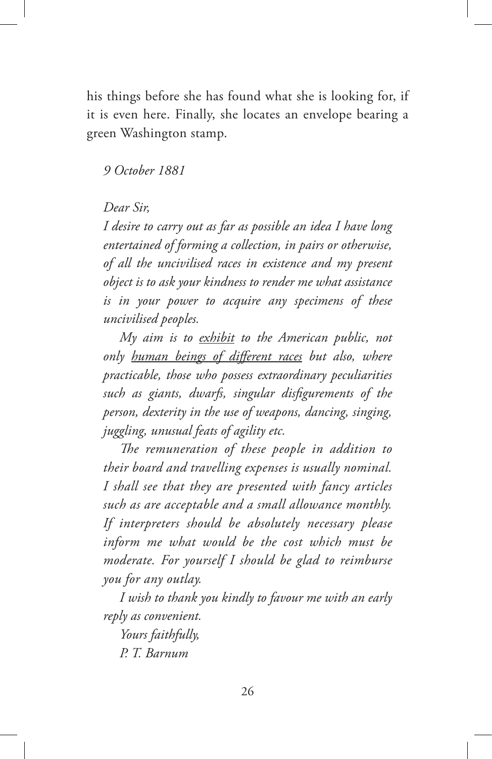his things before she has found what she is looking for, if it is even here. Finally, she locates an envelope bearing a green Washington stamp.

*9 October 1881*

*Dear Sir,*

*I desire to carry out as far as possible an idea I have long entertained of forming a collection, in pairs or otherwise, of all the uncivilised races in existence and my present object is to ask your kindness to render me what assistance is in your power to acquire any specimens of these uncivilised peoples.*

*My aim is to <u>exhibit</u> to the American public, not only <u>human beings of different races</u> but also, where practicable, those who possess extraordinary peculiarities such as giants, dwarfs, singular disfigurements of the person, dexterity in the use of weapons, dancing, singing, juggling, unusual feats of agility etc.*

*The remuneration of these people in addition to their board and travelling expenses is usually nominal. I shall see that they are presented with fancy articles such as are acceptable and a small allowance monthly. If interpreters should be absolutely necessary please inform me what would be the cost which must be moderate. For yourself I should be glad to reimburse you for any outlay.*

*I wish to thank you kindly to favour me with an early reply as convenient.*

*Yours faithfully,*

*P. T. Barnum*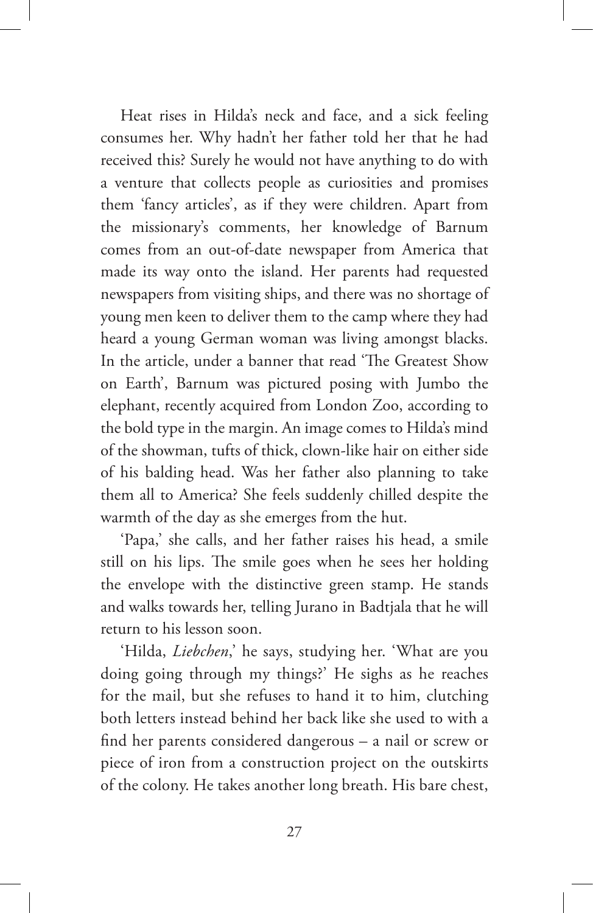Heat rises in Hilda's neck and face, and a sick feeling consumes her. Why hadn't her father told her that he had received this? Surely he would not have anything to do with a venture that collects people as curiosities and promises them 'fancy articles', as if they were children. Apart from the missionary's comments, her knowledge of Barnum comes from an out-of-date newspaper from America that made its way onto the island. Her parents had requested newspapers from visiting ships, and there was no shortage of young men keen to deliver them to the camp where they had heard a young German woman was living amongst blacks. In the article, under a banner that read 'The Greatest Show on Earth', Barnum was pictured posing with Jumbo the elephant, recently acquired from London Zoo, according to the bold type in the margin. An image comes to Hilda's mind of the showman, tufts of thick, clown-like hair on either side of his balding head. Was her father also planning to take them all to America? She feels suddenly chilled despite the warmth of the day as she emerges from the hut.

'Papa,' she calls, and her father raises his head, a smile still on his lips. The smile goes when he sees her holding the envelope with the distinctive green stamp. He stands and walks towards her, telling Jurano in Badtjala that he will return to his lesson soon.

'Hilda, *Liebchen*,' he says, studying her. 'What are you doing going through my things?' He sighs as he reaches for the mail, but she refuses to hand it to him, clutching both letters instead behind her back like she used to with a find her parents considered dangerous – a nail or screw or piece of iron from a construction project on the outskirts of the colony. He takes another long breath. His bare chest,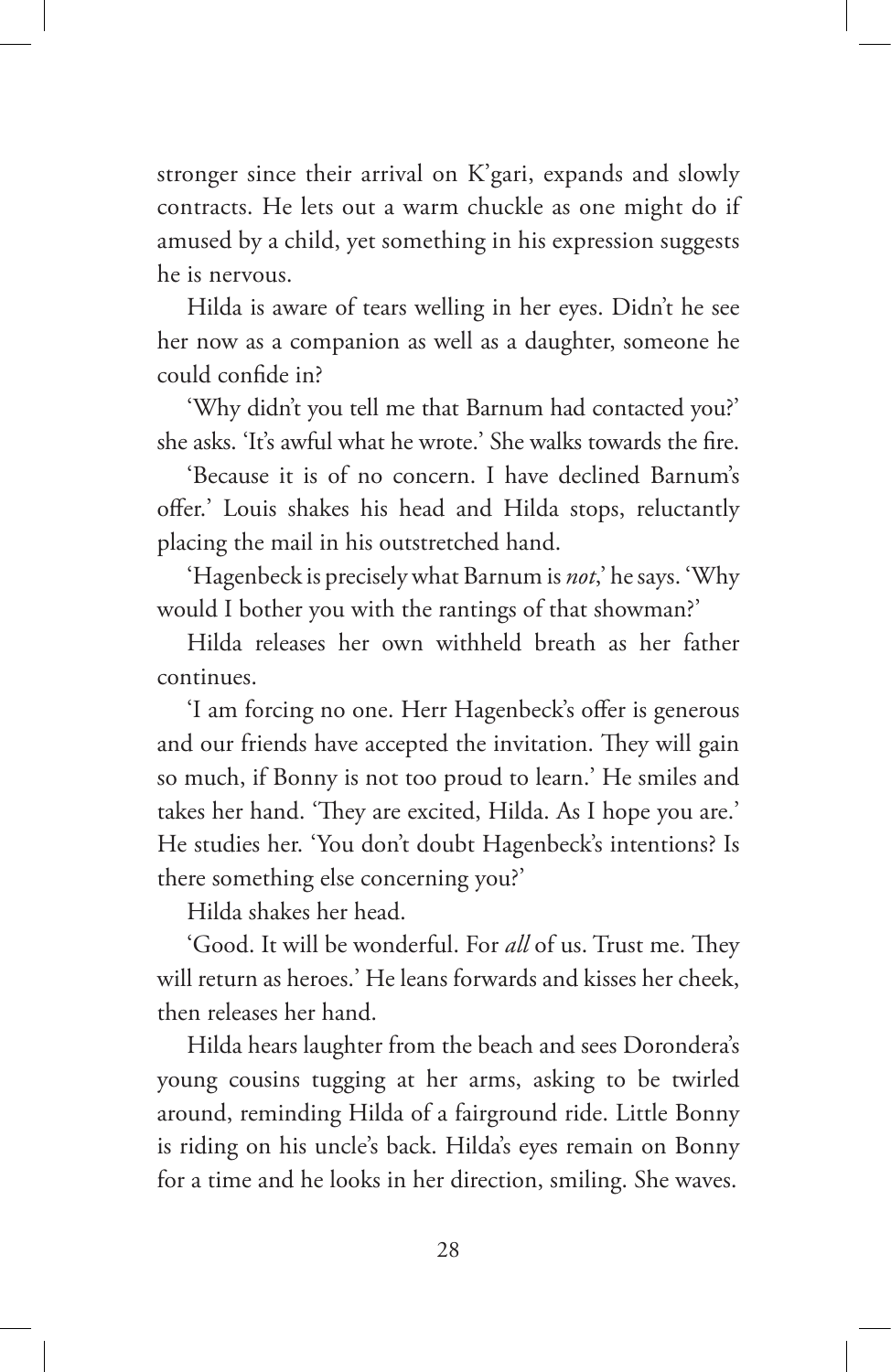stronger since their arrival on K'gari, expands and slowly contracts. He lets out a warm chuckle as one might do if amused by a child, yet something in his expression suggests he is nervous.

Hilda is aware of tears welling in her eyes. Didn't he see her now as a companion as well as a daughter, someone he could confide in?

'Why didn't you tell me that Barnum had contacted you?' she asks. 'It's awful what he wrote.' She walks towards the fire.

'Because it is of no concern. I have declined Barnum's offer.' Louis shakes his head and Hilda stops, reluctantly placing the mail in his outstretched hand.

'Hagenbeck is precisely what Barnum is *not*,' he says. 'Why would I bother you with the rantings of that showman?'

Hilda releases her own withheld breath as her father continues.

'I am forcing no one. Herr Hagenbeck's offer is generous and our friends have accepted the invitation. They will gain so much, if Bonny is not too proud to learn.' He smiles and takes her hand. 'They are excited, Hilda. As I hope you are.' He studies her. 'You don't doubt Hagenbeck's intentions? Is there something else concerning you?'

Hilda shakes her head.

'Good. It will be wonderful. For *all* of us. Trust me. They will return as heroes.' He leans forwards and kisses her cheek, then releases her hand.

Hilda hears laughter from the beach and sees Dorondera's young cousins tugging at her arms, asking to be twirled around, reminding Hilda of a fairground ride. Little Bonny is riding on his uncle's back. Hilda's eyes remain on Bonny for a time and he looks in her direction, smiling. She waves.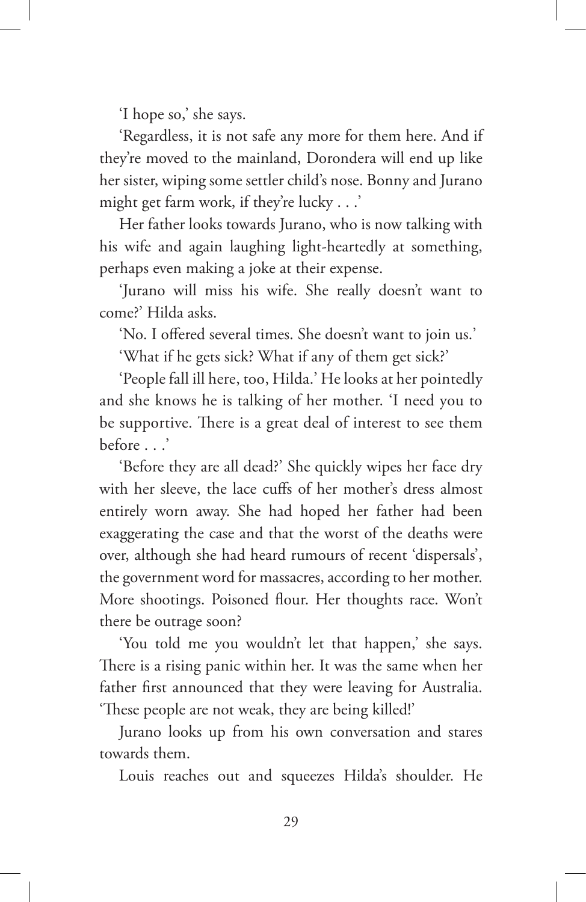'I hope so,' she says.

'Regardless, it is not safe any more for them here. And if they're moved to the mainland, Dorondera will end up like her sister, wiping some settler child's nose. Bonny and Jurano might get farm work, if they're lucky . . .'

Her father looks towards Jurano, who is now talking with his wife and again laughing light-heartedly at something, perhaps even making a joke at their expense.

'Jurano will miss his wife. She really doesn't want to come?' Hilda asks.

'No. I offered several times. She doesn't want to join us.'

'What if he gets sick? What if any of them get sick?'

'People fall ill here, too, Hilda.' He looks at her pointedly and she knows he is talking of her mother. 'I need you to be supportive. There is a great deal of interest to see them before . . .'

'Before they are all dead?' She quickly wipes her face dry with her sleeve, the lace cuffs of her mother's dress almost entirely worn away. She had hoped her father had been exaggerating the case and that the worst of the deaths were over, although she had heard rumours of recent 'dispersals', the government word for massacres, according to her mother. More shootings. Poisoned flour. Her thoughts race. Won't there be outrage soon?

'You told me you wouldn't let that happen,' she says. There is a rising panic within her. It was the same when her father first announced that they were leaving for Australia. 'These people are not weak, they are being killed!'

Jurano looks up from his own conversation and stares towards them.

Louis reaches out and squeezes Hilda's shoulder. He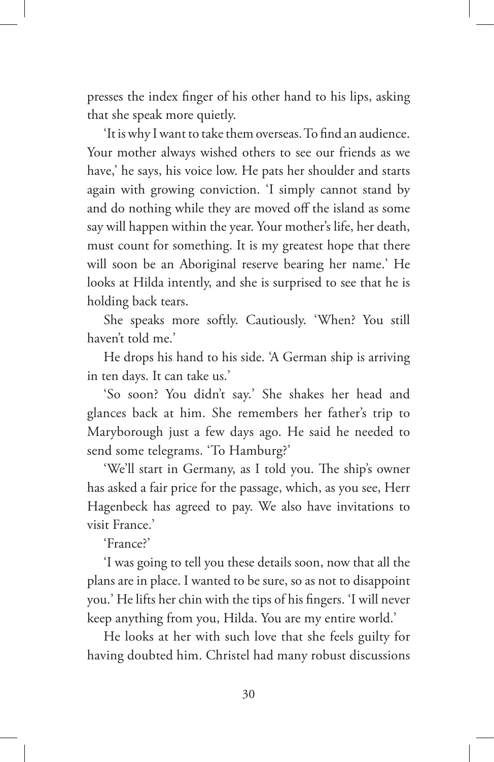presses the index finger of his other hand to his lips, asking that she speak more quietly.

'It is why I want to take them overseas. To find an audience. Your mother always wished others to see our friends as we have,' he says, his voice low. He pats her shoulder and starts again with growing conviction. 'I simply cannot stand by and do nothing while they are moved off the island as some say will happen within the year. Your mother's life, her death, must count for something. It is my greatest hope that there will soon be an Aboriginal reserve bearing her name.' He looks at Hilda intently, and she is surprised to see that he is holding back tears.

She speaks more softly. Cautiously. 'When? You still haven't told me.'

He drops his hand to his side. 'A German ship is arriving in ten days. It can take us.'

'So soon? You didn't say.' She shakes her head and glances back at him. She remembers her father's trip to Maryborough just a few days ago. He said he needed to send some telegrams. 'To Hamburg?'

'We'll start in Germany, as I told you. The ship's owner has asked a fair price for the passage, which, as you see, Herr Hagenbeck has agreed to pay. We also have invitations to visit France.'

'France?'

'I was going to tell you these details soon, now that all the plans are in place. I wanted to be sure, so as not to disappoint you.' He lifts her chin with the tips of his fingers. 'I will never keep anything from you, Hilda. You are my entire world.'

He looks at her with such love that she feels guilty for having doubted him. Christel had many robust discussions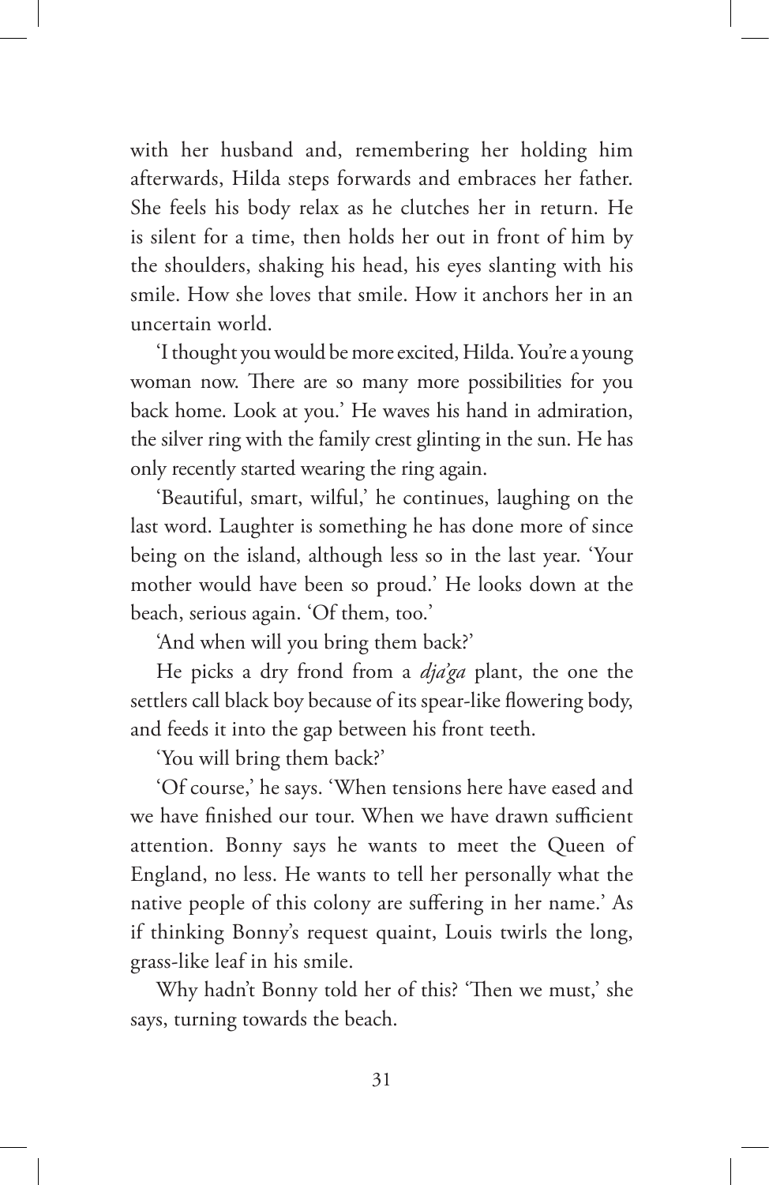with her husband and, remembering her holding him afterwards, Hilda steps forwards and embraces her father. She feels his body relax as he clutches her in return. He is silent for a time, then holds her out in front of him by the shoulders, shaking his head, his eyes slanting with his smile. How she loves that smile. How it anchors her in an uncertain world.

'I thought you would be more excited, Hilda. You're a young woman now. There are so many more possibilities for you back home. Look at you.' He waves his hand in admiration, the silver ring with the family crest glinting in the sun. He has only recently started wearing the ring again.

'Beautiful, smart, wilful,' he continues, laughing on the last word. Laughter is something he has done more of since being on the island, although less so in the last year. 'Your mother would have been so proud.' He looks down at the beach, serious again. 'Of them, too.'

'And when will you bring them back?'

He picks a dry frond from a *dja'ga* plant, the one the settlers call black boy because of its spear-like flowering body, and feeds it into the gap between his front teeth.

'You will bring them back?'

'Of course,' he says. 'When tensions here have eased and we have finished our tour. When we have drawn sufficient attention. Bonny says he wants to meet the Queen of England, no less. He wants to tell her personally what the native people of this colony are suffering in her name.' As if thinking Bonny's request quaint, Louis twirls the long, grass-like leaf in his smile.

Why hadn't Bonny told her of this? 'Then we must,' she says, turning towards the beach.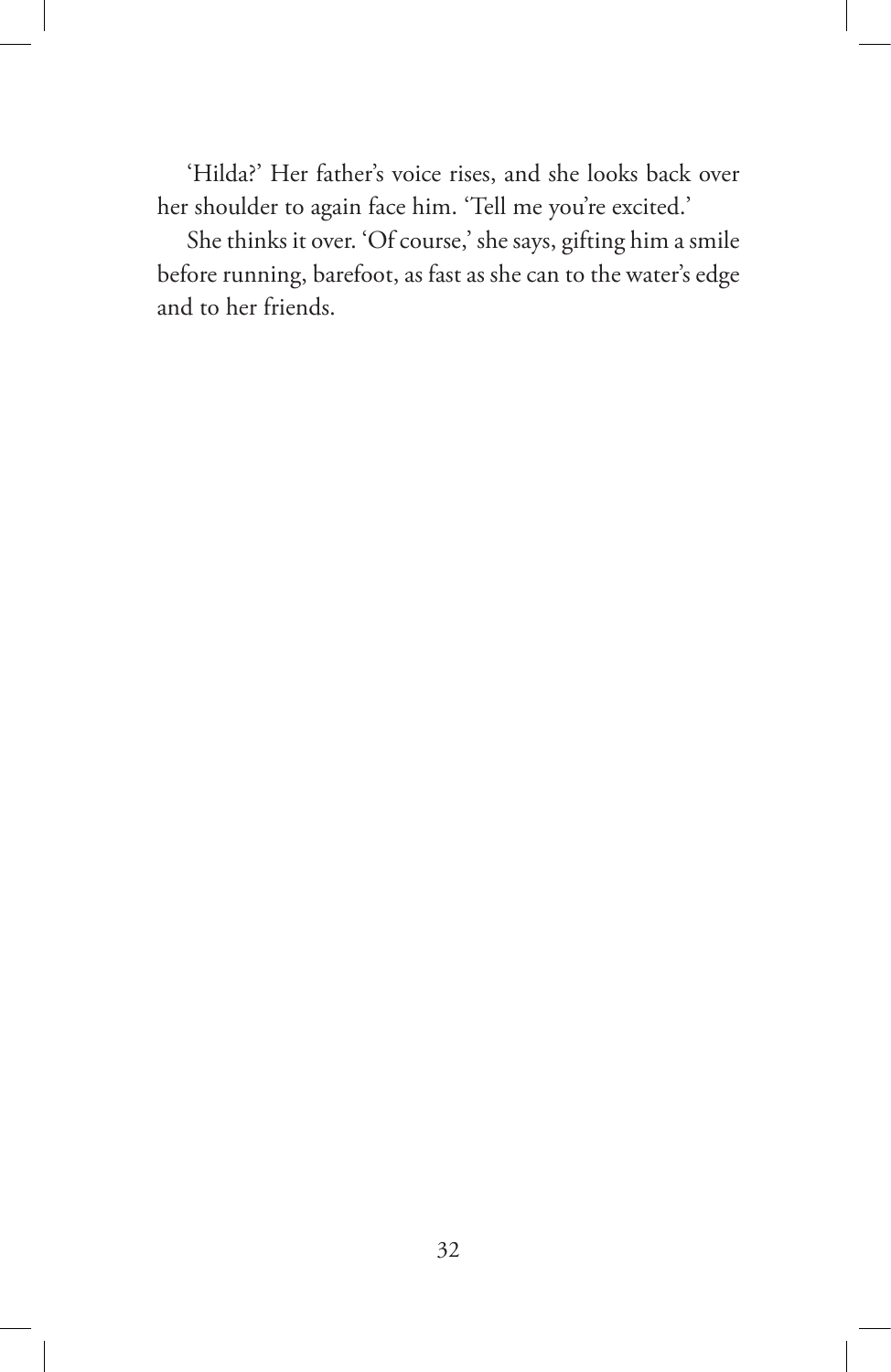'Hilda?' Her father's voice rises, and she looks back over her shoulder to again face him. 'Tell me you're excited.'

She thinks it over. 'Of course,' she says, gifting him a smile before running, barefoot, as fast as she can to the water's edge and to her friends.